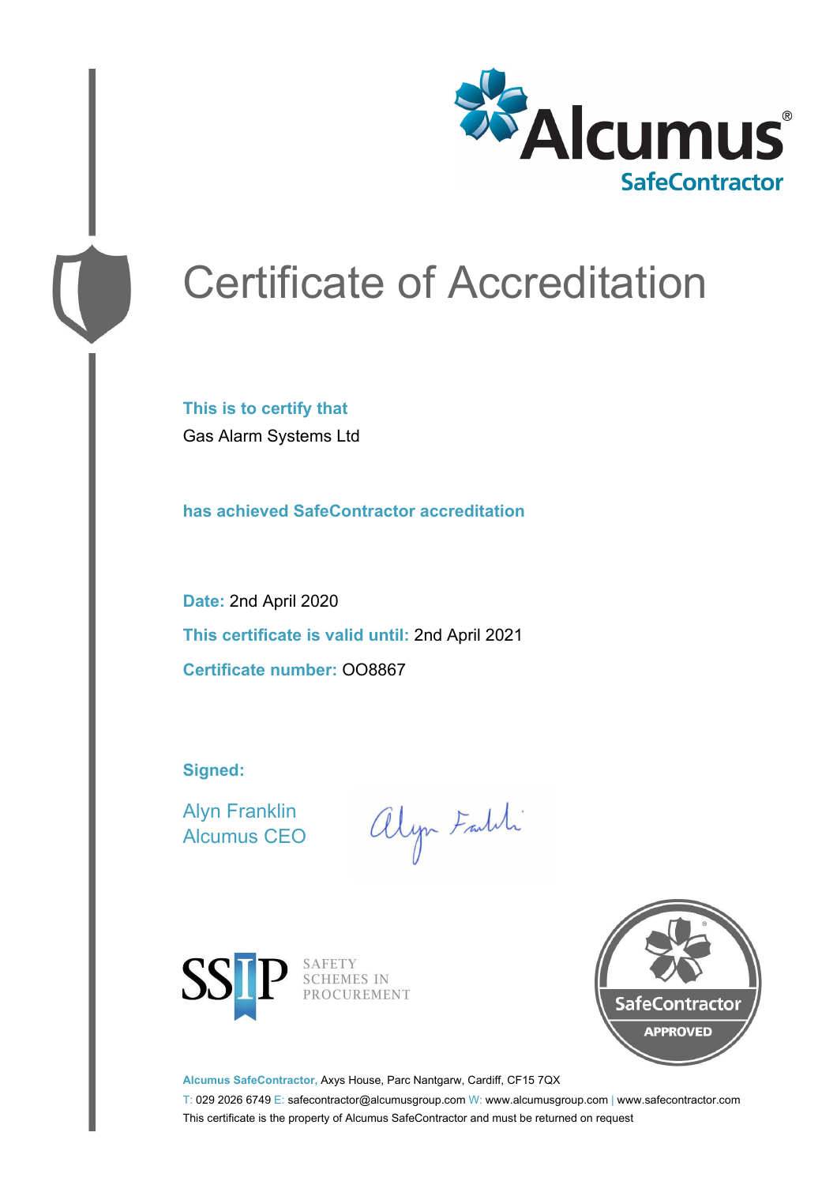Alcumus®
SafeContractor

# Certificate of Accreditation

**This is to certify that**

Gas Alarm Systems Ltd

**has achieved SafeContractor accreditation**

**Date:** 2nd April 2020

**This certificate is valid until:** 2nd April 2021

**Certificate number:** OO8867

**Signed:**

Alyn Franklin
Alcumus CEO

SSIP SAFETY SCHEMES IN PROCUREMENT

SafeContractor APPROVED

**Alcumus SafeContractor,** Axys House, Parc Nantgarw, Cardiff, CF15 7QX

T: 029 2026 6749 E: safecontractor@alcumusgroup.com W: www.alcumusgroup.com | www.safecontractor.com

This certificate is the property of Alcumus SafeContractor and must be returned on request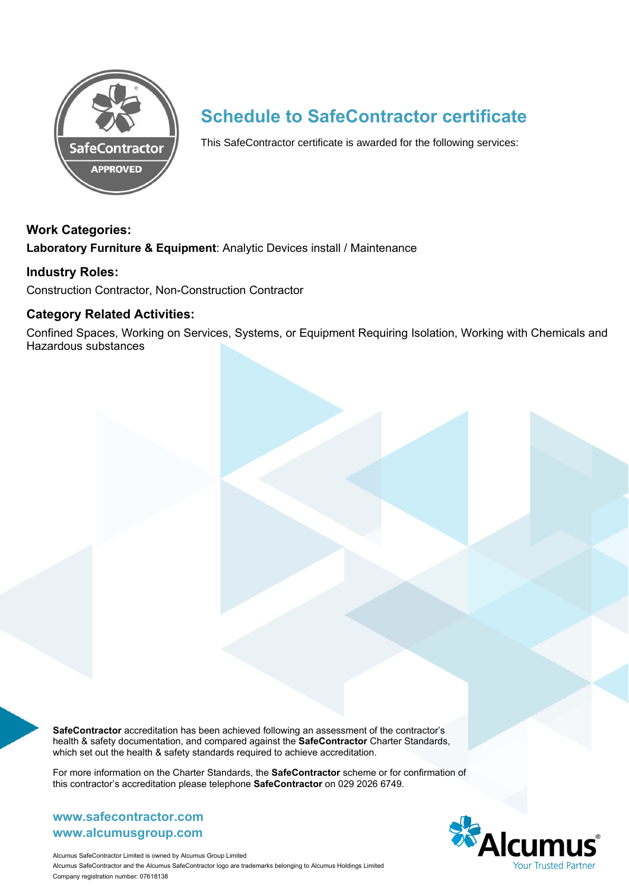# Schedule to SafeContractor certificate

This SafeContractor certificate is awarded for the following services:

## Work Categories:

**Laboratory Furniture & Equipment**: Analytic Devices install / Maintenance

## Industry Roles:

Construction Contractor, Non-Construction Contractor

## Category Related Activities:

Confined Spaces, Working on Services, Systems, or Equipment Requiring Isolation, Working with Chemicals and Hazardous substances

**SafeContractor** accreditation has been achieved following an assessment of the contractor's health & safety documentation, and compared against the **SafeContractor** Charter Standards, which set out the health & safety standards required to achieve accreditation.

For more information on the Charter Standards, the **SafeContractor** scheme or for confirmation of this contractor's accreditation please telephone **SafeContractor** on 029 2026 6749.

**www.safecontractor.com**
**www.alcumusgroup.com**

Alcumus SafeContractor Limited is owned by Alcumus Group Limited
Alcumus SafeContractor and the Alcumus SafeContractor logo are trademarks belonging to Alcumus Holdings Limited
Company registration number: 07618138

Alcumus®
Your Trusted Partner